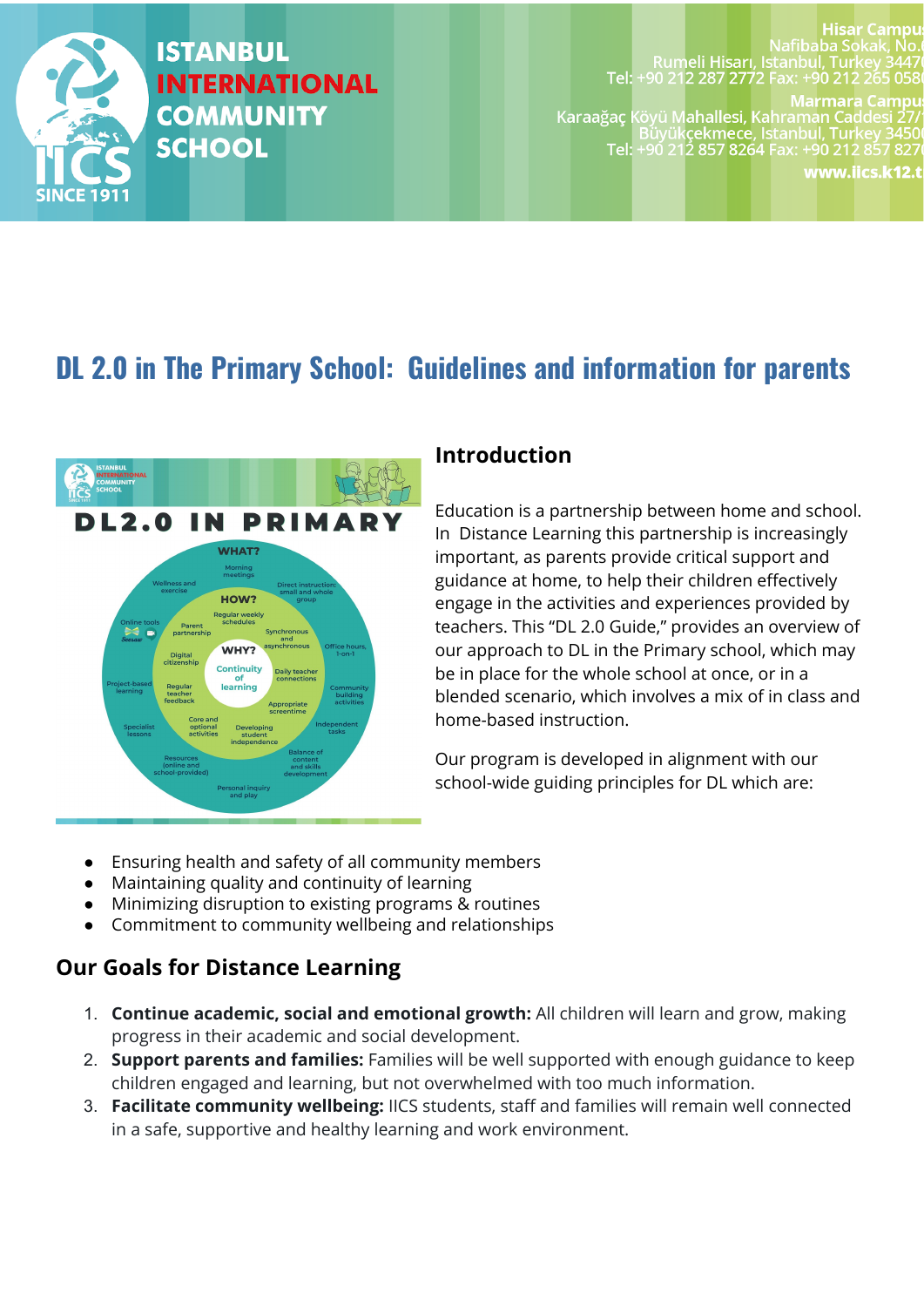# DL 2.0 in The Primary School: Guidelines and information for parents

## Introduction

Education is a partnership between home and school. In Distance Learning this partnership is increasingly important, as parents provide critical support and guidance at home, to help their children effectively engage in the activities and experiences provided by teachers. This "DL 2.0 Guide," provides an overview of our approach to DL in the Primary school, which may be in place for the whole school at once, or in a blended scenario, which involves a mix of in class and home-based instruction.

Our program is developed in alignment with our school-wide guiding principles for DL which are:

- Ensuring health and safety of all community members
- Maintaining quality and continuity of learning
- Minimizing disruption to existing programs & routines
- Commitment to community wellbeing and relationships

## Our Goals for Distance Learning

1. **Continue academic, social and emotional growth:** All children will learn and grow, making progress in their academic and social development.
2. **Support parents and families:** Families will be well supported with enough guidance to keep children engaged and learning, but not overwhelmed with too much information.
3. **Facilitate community wellbeing:** IICS students, staff and families will remain well connected in a safe, supportive and healthy learning and work environment.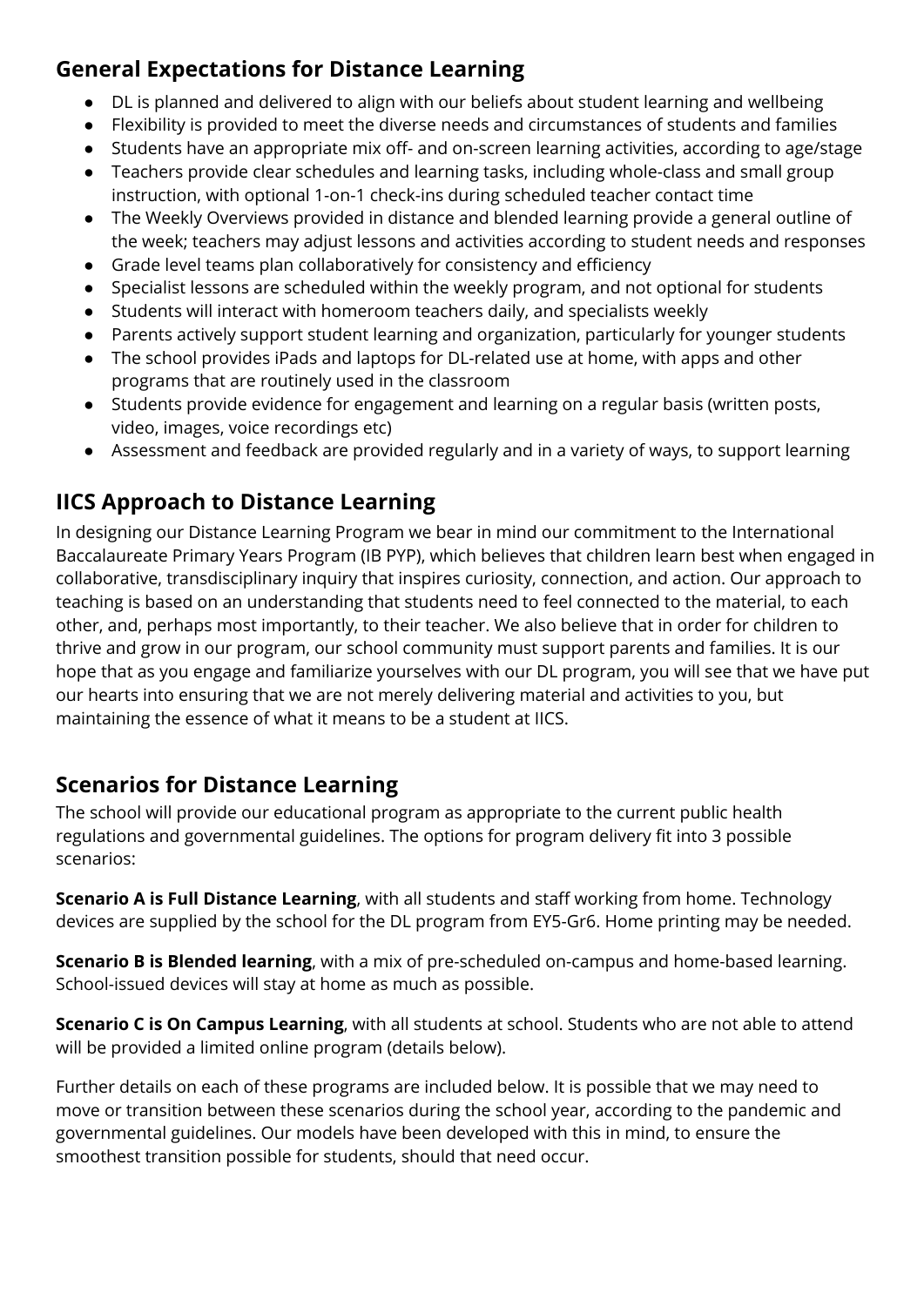## General Expectations for Distance Learning

- DL is planned and delivered to align with our beliefs about student learning and wellbeing
- Flexibility is provided to meet the diverse needs and circumstances of students and families
- Students have an appropriate mix off- and on-screen learning activities, according to age/stage
- Teachers provide clear schedules and learning tasks, including whole-class and small group instruction, with optional 1-on-1 check-ins during scheduled teacher contact time
- The Weekly Overviews provided in distance and blended learning provide a general outline of the week; teachers may adjust lessons and activities according to student needs and responses
- Grade level teams plan collaboratively for consistency and efficiency
- Specialist lessons are scheduled within the weekly program, and not optional for students
- Students will interact with homeroom teachers daily, and specialists weekly
- Parents actively support student learning and organization, particularly for younger students
- The school provides iPads and laptops for DL-related use at home, with apps and other programs that are routinely used in the classroom
- Students provide evidence for engagement and learning on a regular basis (written posts, video, images, voice recordings etc)
- Assessment and feedback are provided regularly and in a variety of ways, to support learning

## IICS Approach to Distance Learning

In designing our Distance Learning Program we bear in mind our commitment to the International Baccalaureate Primary Years Program (IB PYP), which believes that children learn best when engaged in collaborative, transdisciplinary inquiry that inspires curiosity, connection, and action. Our approach to teaching is based on an understanding that students need to feel connected to the material, to each other, and, perhaps most importantly, to their teacher. We also believe that in order for children to thrive and grow in our program, our school community must support parents and families. It is our hope that as you engage and familiarize yourselves with our DL program, you will see that we have put our hearts into ensuring that we are not merely delivering material and activities to you, but maintaining the essence of what it means to be a student at IICS.

## Scenarios for Distance Learning

The school will provide our educational program as appropriate to the current public health regulations and governmental guidelines. The options for program delivery fit into 3 possible scenarios:

**Scenario A is Full Distance Learning**, with all students and staff working from home. Technology devices are supplied by the school for the DL program from EY5-Gr6. Home printing may be needed.

**Scenario B is Blended learning**, with a mix of pre-scheduled on-campus and home-based learning. School-issued devices will stay at home as much as possible.

**Scenario C is On Campus Learning**, with all students at school. Students who are not able to attend will be provided a limited online program (details below).

Further details on each of these programs are included below. It is possible that we may need to move or transition between these scenarios during the school year, according to the pandemic and governmental guidelines. Our models have been developed with this in mind, to ensure the smoothest transition possible for students, should that need occur.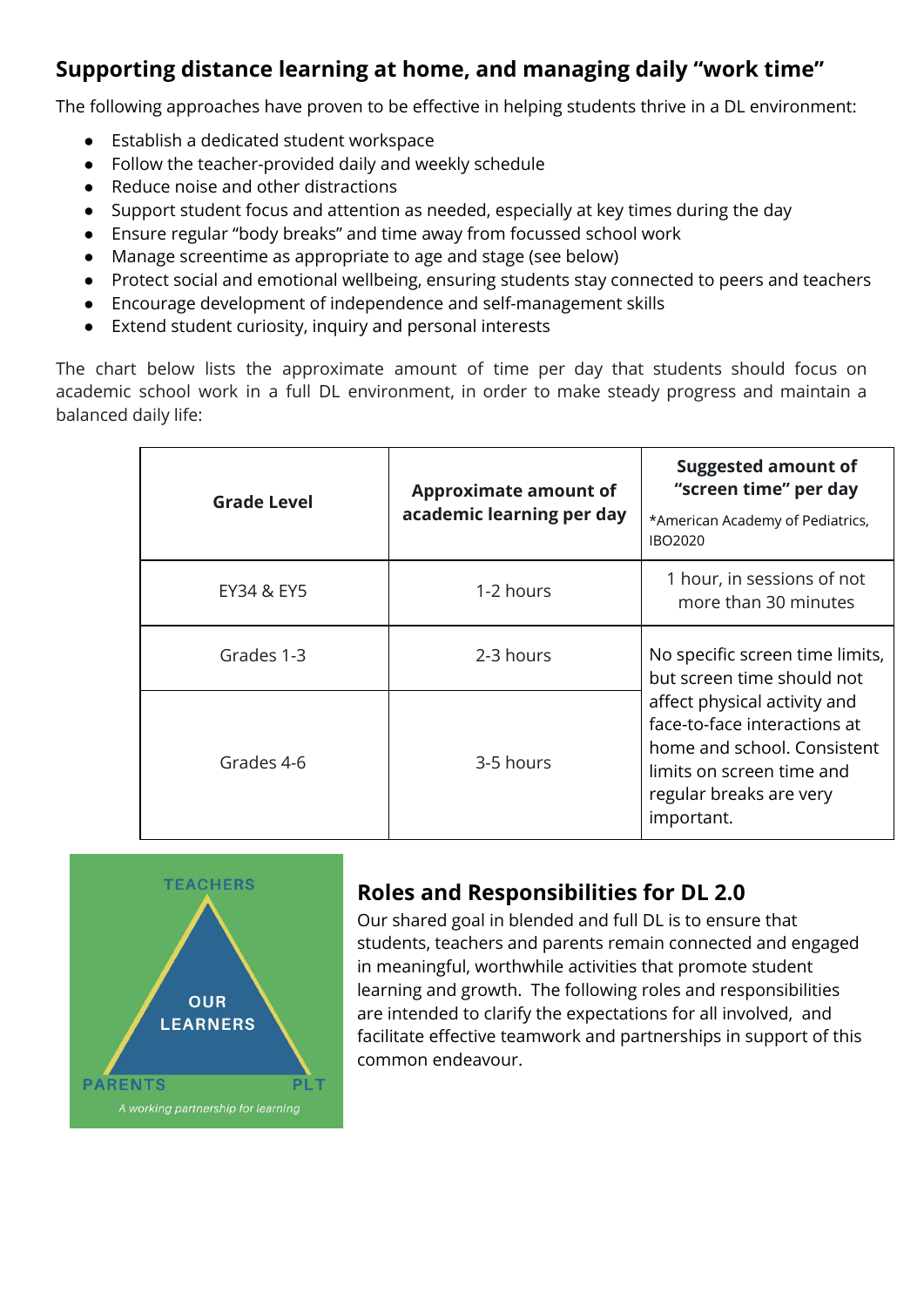## Supporting distance learning at home, and managing daily "work time"

The following approaches have proven to be effective in helping students thrive in a DL environment:

- Establish a dedicated student workspace
- Follow the teacher-provided daily and weekly schedule
- Reduce noise and other distractions
- Support student focus and attention as needed, especially at key times during the day
- Ensure regular "body breaks" and time away from focussed school work
- Manage screentime as appropriate to age and stage (see below)
- Protect social and emotional wellbeing, ensuring students stay connected to peers and teachers
- Encourage development of independence and self-management skills
- Extend student curiosity, inquiry and personal interests

The chart below lists the approximate amount of time per day that students should focus on academic school work in a full DL environment, in order to make steady progress and maintain a balanced daily life:

| **Grade Level** | **Approximate amount of academic learning per day** | **Suggested amount of "screen time" per day** *American Academy of Pediatrics, IBO2020 |
|---|---|---|
| EY34 & EY5 | 1-2 hours | 1 hour, in sessions of not more than 30 minutes |
| Grades 1-3 | 2-3 hours | No specific screen time limits, but screen time should not affect physical activity and face-to-face interactions at home and school. Consistent limits on screen time and regular breaks are very important. |
| Grades 4-6 | 3-5 hours | |

## Roles and Responsibilities for DL 2.0

Our shared goal in blended and full DL is to ensure that students, teachers and parents remain connected and engaged in meaningful, worthwhile activities that promote student learning and growth. The following roles and responsibilities are intended to clarify the expectations for all involved, and facilitate effective teamwork and partnerships in support of this common endeavour.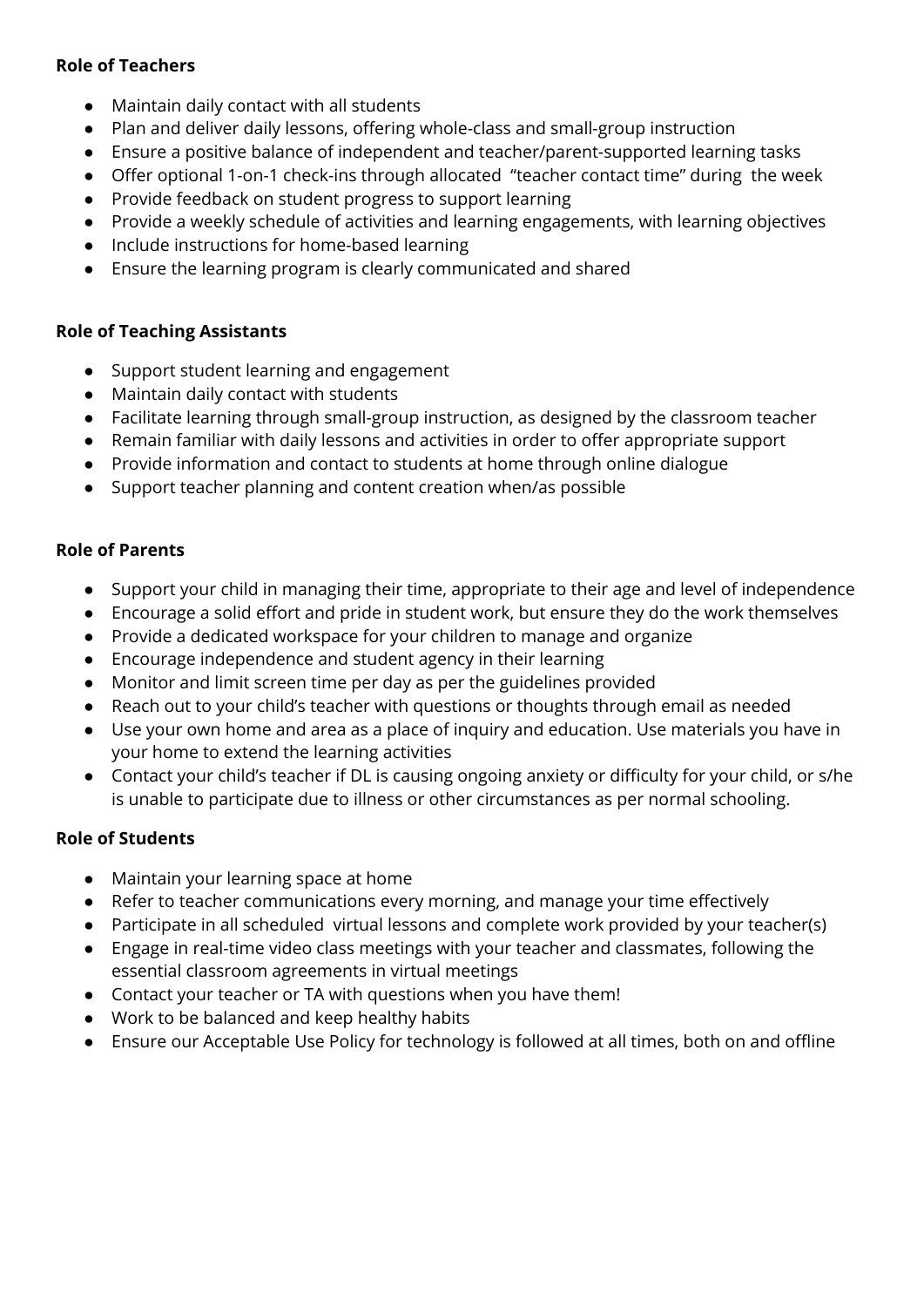**Role of Teachers**

- Maintain daily contact with all students
- Plan and deliver daily lessons, offering whole-class and small-group instruction
- Ensure a positive balance of independent and teacher/parent-supported learning tasks
- Offer optional 1-on-1 check-ins through allocated "teacher contact time" during the week
- Provide feedback on student progress to support learning
- Provide a weekly schedule of activities and learning engagements, with learning objectives
- Include instructions for home-based learning
- Ensure the learning program is clearly communicated and shared

**Role of Teaching Assistants**

- Support student learning and engagement
- Maintain daily contact with students
- Facilitate learning through small-group instruction, as designed by the classroom teacher
- Remain familiar with daily lessons and activities in order to offer appropriate support
- Provide information and contact to students at home through online dialogue
- Support teacher planning and content creation when/as possible

**Role of Parents**

- Support your child in managing their time, appropriate to their age and level of independence
- Encourage a solid effort and pride in student work, but ensure they do the work themselves
- Provide a dedicated workspace for your children to manage and organize
- Encourage independence and student agency in their learning
- Monitor and limit screen time per day as per the guidelines provided
- Reach out to your child's teacher with questions or thoughts through email as needed
- Use your own home and area as a place of inquiry and education. Use materials you have in your home to extend the learning activities
- Contact your child's teacher if DL is causing ongoing anxiety or difficulty for your child, or s/he is unable to participate due to illness or other circumstances as per normal schooling.

**Role of Students**

- Maintain your learning space at home
- Refer to teacher communications every morning, and manage your time effectively
- Participate in all scheduled virtual lessons and complete work provided by your teacher(s)
- Engage in real-time video class meetings with your teacher and classmates, following the essential classroom agreements in virtual meetings
- Contact your teacher or TA with questions when you have them!
- Work to be balanced and keep healthy habits
- Ensure our Acceptable Use Policy for technology is followed at all times, both on and offline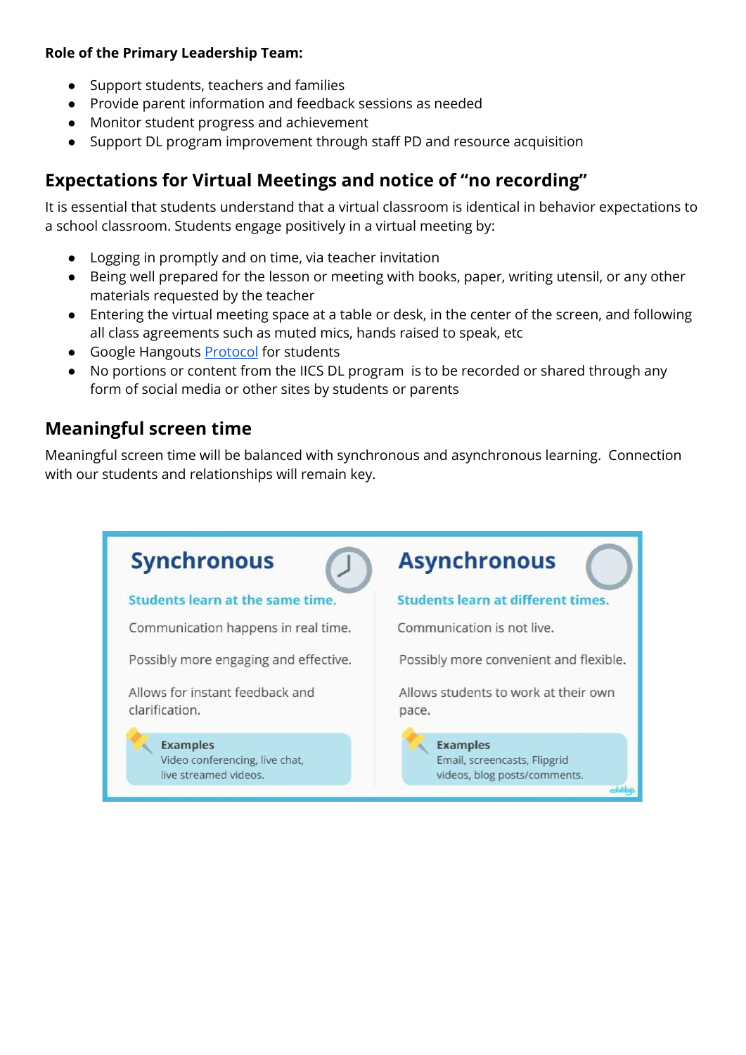**Role of the Primary Leadership Team:**

- Support students, teachers and families
- Provide parent information and feedback sessions as needed
- Monitor student progress and achievement
- Support DL program improvement through staff PD and resource acquisition

## Expectations for Virtual Meetings and notice of "no recording"

It is essential that students understand that a virtual classroom is identical in behavior expectations to a school classroom. Students engage positively in a virtual meeting by:

- Logging in promptly and on time, via teacher invitation
- Being well prepared for the lesson or meeting with books, paper, writing utensil, or any other materials requested by the teacher
- Entering the virtual meeting space at a table or desk, in the center of the screen, and following all class agreements such as muted mics, hands raised to speak, etc
- Google Hangouts Protocol for students
- No portions or content from the IICS DL program is to be recorded or shared through any form of social media or other sites by students or parents

## Meaningful screen time

Meaningful screen time will be balanced with synchronous and asynchronous learning. Connection with our students and relationships will remain key.

| Synchronous | Asynchronous |
|---|---|
| Students learn at the same time. | Students learn at different times. |
| Communication happens in real time. | Communication is not live. |
| Possibly more engaging and effective. | Possibly more convenient and flexible. |
| Allows for instant feedback and clarification. | Allows students to work at their own pace. |
| **Examples** Video conferencing, live chat, live streamed videos. | **Examples** Email, screencasts, Flipgrid videos, blog posts/comments. |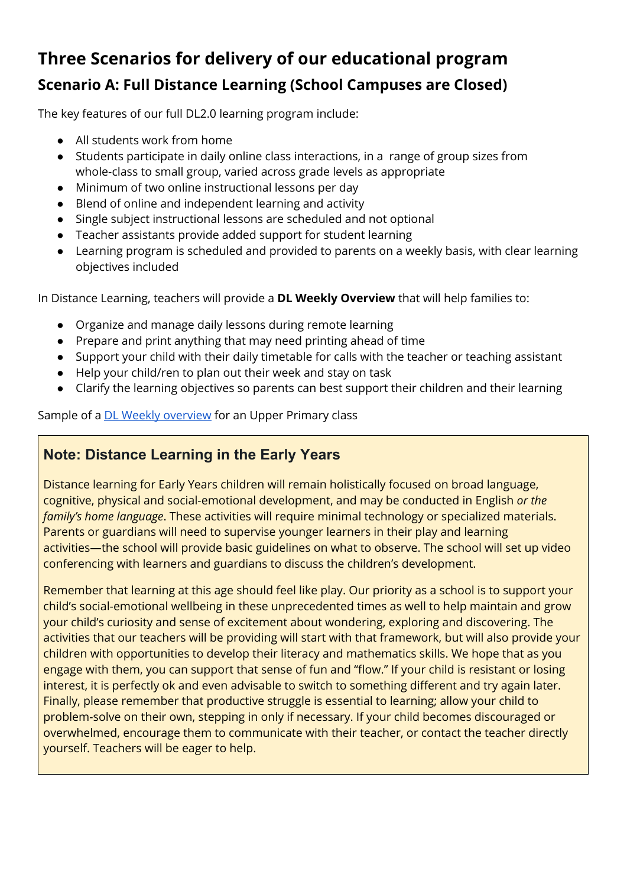# Three Scenarios for delivery of our educational program

## Scenario A: Full Distance Learning (School Campuses are Closed)

The key features of our full DL2.0 learning program include:

- All students work from home
- Students participate in daily online class interactions, in a range of group sizes from whole-class to small group, varied across grade levels as appropriate
- Minimum of two online instructional lessons per day
- Blend of online and independent learning and activity
- Single subject instructional lessons are scheduled and not optional
- Teacher assistants provide added support for student learning
- Learning program is scheduled and provided to parents on a weekly basis, with clear learning objectives included

In Distance Learning, teachers will provide a **DL Weekly Overview** that will help families to:

- Organize and manage daily lessons during remote learning
- Prepare and print anything that may need printing ahead of time
- Support your child with their daily timetable for calls with the teacher or teaching assistant
- Help your child/ren to plan out their week and stay on task
- Clarify the learning objectives so parents can best support their children and their learning

Sample of a DL Weekly overview for an Upper Primary class

### Note: Distance Learning in the Early Years

Distance learning for Early Years children will remain holistically focused on broad language, cognitive, physical and social-emotional development, and may be conducted in English *or the family's home language*. These activities will require minimal technology or specialized materials. Parents or guardians will need to supervise younger learners in their play and learning activities—the school will provide basic guidelines on what to observe. The school will set up video conferencing with learners and guardians to discuss the children's development.

Remember that learning at this age should feel like play. Our priority as a school is to support your child's social-emotional wellbeing in these unprecedented times as well to help maintain and grow your child's curiosity and sense of excitement about wondering, exploring and discovering. The activities that our teachers will be providing will start with that framework, but will also provide your children with opportunities to develop their literacy and mathematics skills. We hope that as you engage with them, you can support that sense of fun and "flow." If your child is resistant or losing interest, it is perfectly ok and even advisable to switch to something different and try again later. Finally, please remember that productive struggle is essential to learning; allow your child to problem-solve on their own, stepping in only if necessary. If your child becomes discouraged or overwhelmed, encourage them to communicate with their teacher, or contact the teacher directly yourself. Teachers will be eager to help.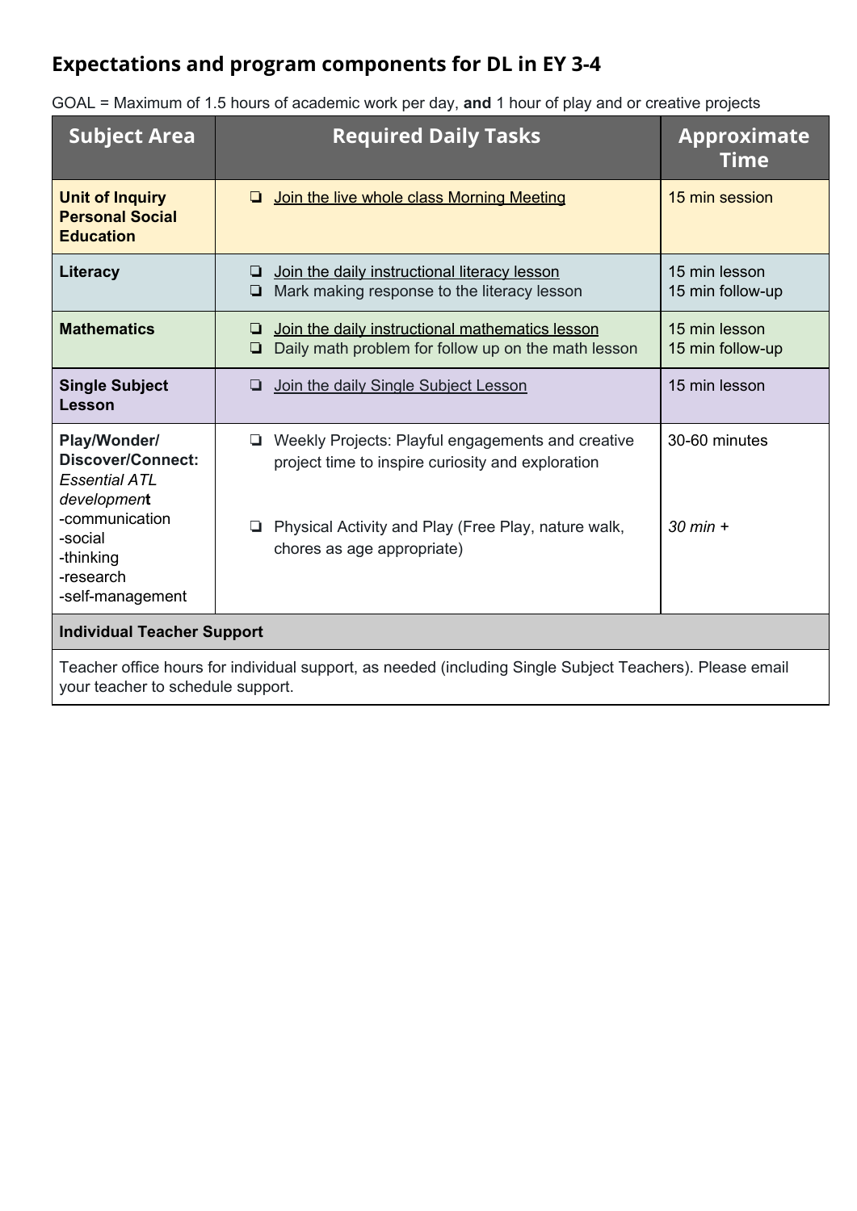## Expectations and program components for DL in EY 3-4

GOAL = Maximum of 1.5 hours of academic work per day, **and** 1 hour of play and or creative projects

| Subject Area | Required Daily Tasks | Approximate Time |
|---|---|---|
| **Unit of Inquiry Personal Social Education** | ❏ Join the live whole class Morning Meeting | 15 min session |
| **Literacy** | ❏ Join the daily instructional literacy lesson<br>❏ Mark making response to the literacy lesson | 15 min lesson<br>15 min follow-up |
| **Mathematics** | ❏ Join the daily instructional mathematics lesson<br>❏ Daily math problem for follow up on the math lesson | 15 min lesson<br>15 min follow-up |
| **Single Subject Lesson** | ❏ Join the daily Single Subject Lesson | 15 min lesson |
| **Play/Wonder/ Discover/Connect:** *Essential ATL development*<br>-communication<br>-social<br>-thinking<br>-research<br>-self-management | ❏ Weekly Projects: Playful engagements and creative project time to inspire curiosity and exploration<br><br>❏ Physical Activity and Play (Free Play, nature walk, chores as age appropriate) | 30-60 minutes<br><br>*30 min +* |
| **Individual Teacher Support** | | |
| Teacher office hours for individual support, as needed (including Single Subject Teachers). Please email your teacher to schedule support. | | |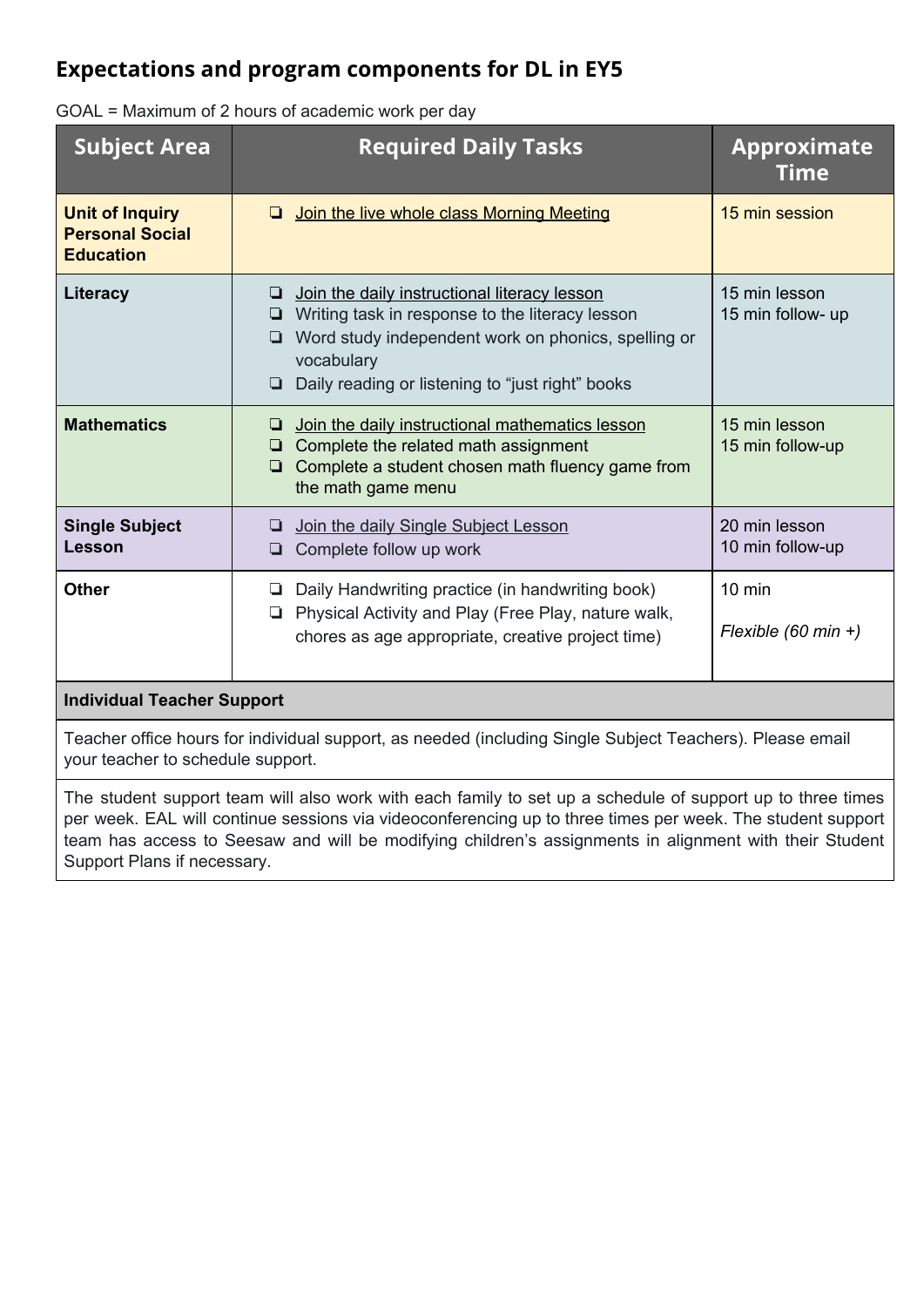## Expectations and program components for DL in EY5

GOAL = Maximum of 2 hours of academic work per day

| Subject Area | Required Daily Tasks | Approximate Time |
| --- | --- | --- |
| **Unit of Inquiry Personal Social Education** | ❏ Join the live whole class Morning Meeting | 15 min session |
| **Literacy** | ❏ Join the daily instructional literacy lesson<br>❏ Writing task in response to the literacy lesson<br>❏ Word study independent work on phonics, spelling or vocabulary<br>❏ Daily reading or listening to "just right" books | 15 min lesson<br>15 min follow- up |
| **Mathematics** | ❏ Join the daily instructional mathematics lesson<br>❏ Complete the related math assignment<br>❏ Complete a student chosen math fluency game from the math game menu | 15 min lesson<br>15 min follow-up |
| **Single Subject Lesson** | ❏ Join the daily Single Subject Lesson<br>❏ Complete follow up work | 20 min lesson<br>10 min follow-up |
| **Other** | ❏ Daily Handwriting practice (in handwriting book)<br>❏ Physical Activity and Play (Free Play, nature walk, chores as age appropriate, creative project time) | 10 min<br>*Flexible (60 min +)* |
| **Individual Teacher Support** | | |
| Teacher office hours for individual support, as needed (including Single Subject Teachers). Please email your teacher to schedule support. | | |
| The student support team will also work with each family to set up a schedule of support up to three times per week. EAL will continue sessions via videoconferencing up to three times per week. The student support team has access to Seesaw and will be modifying children's assignments in alignment with their Student Support Plans if necessary. | | |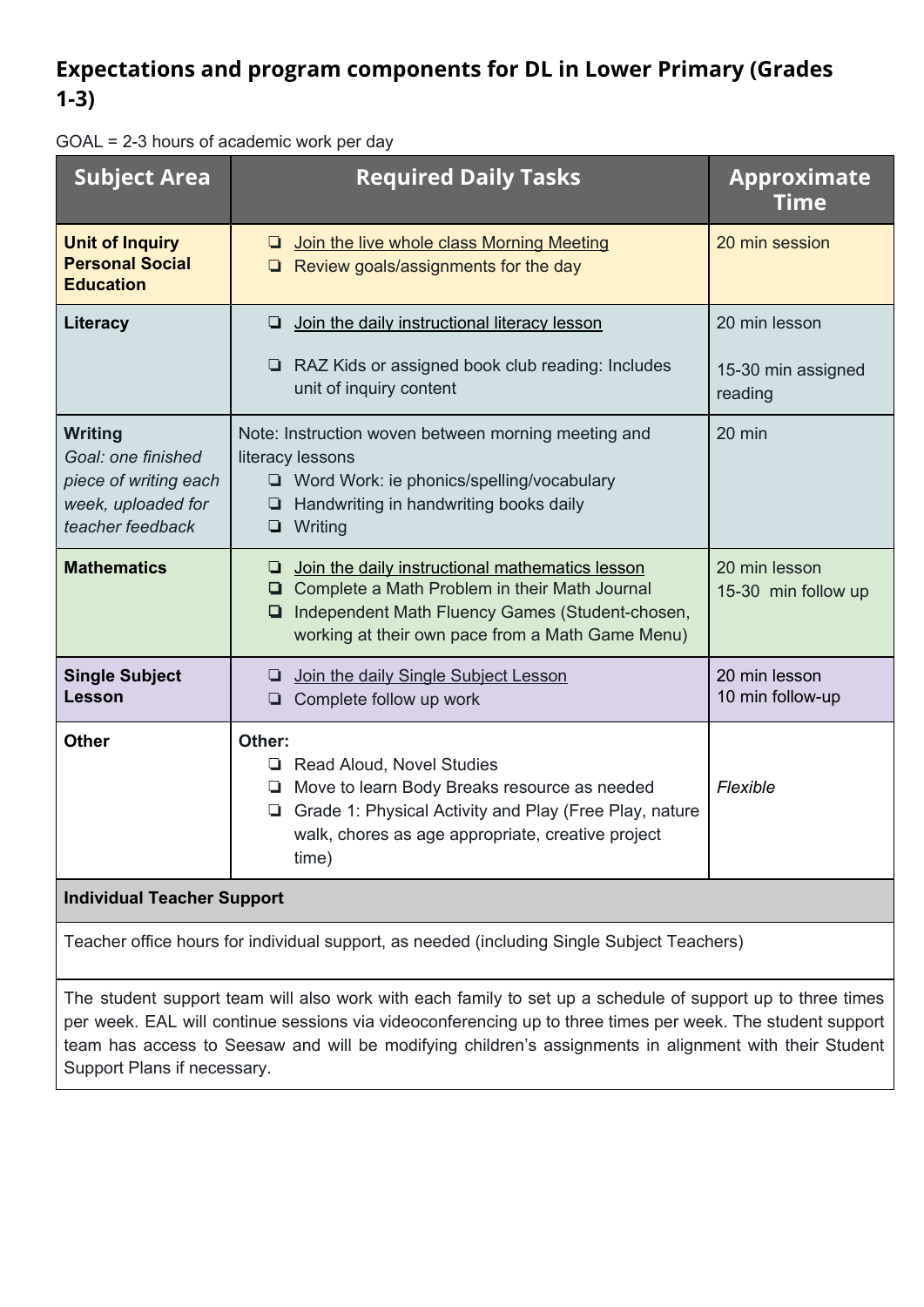## Expectations and program components for DL in Lower Primary (Grades 1-3)

GOAL = 2-3 hours of academic work per day

| Subject Area | Required Daily Tasks | Approximate Time |
|---|---|---|
| **Unit of Inquiry Personal Social Education** | ❏ Join the live whole class Morning Meeting<br>❏ Review goals/assignments for the day | 20 min session |
| **Literacy** | ❏ Join the daily instructional literacy lesson<br><br>❏ RAZ Kids or assigned book club reading: Includes unit of inquiry content | 20 min lesson<br><br>15-30 min assigned reading |
| **Writing**<br>*Goal: one finished piece of writing each week, uploaded for teacher feedback* | Note: Instruction woven between morning meeting and literacy lessons<br>❏ Word Work: ie phonics/spelling/vocabulary<br>❏ Handwriting in handwriting books daily<br>❏ Writing | 20 min |
| **Mathematics** | ❏ Join the daily instructional mathematics lesson<br>❏ Complete a Math Problem in their Math Journal<br>❏ Independent Math Fluency Games (Student-chosen, working at their own pace from a Math Game Menu) | 20 min lesson<br>15-30 min follow up |
| **Single Subject Lesson** | ❏ Join the daily Single Subject Lesson<br>❏ Complete follow up work | 20 min lesson<br>10 min follow-up |
| **Other** | **Other:**<br>❏ Read Aloud, Novel Studies<br>❏ Move to learn Body Breaks resource as needed<br>❏ Grade 1: Physical Activity and Play (Free Play, nature walk, chores as age appropriate, creative project time) | *Flexible* |
| **Individual Teacher Support** | | |
| Teacher office hours for individual support, as needed (including Single Subject Teachers) | | |
| The student support team will also work with each family to set up a schedule of support up to three times per week. EAL will continue sessions via videoconferencing up to three times per week. The student support team has access to Seesaw and will be modifying children's assignments in alignment with their Student Support Plans if necessary. | | |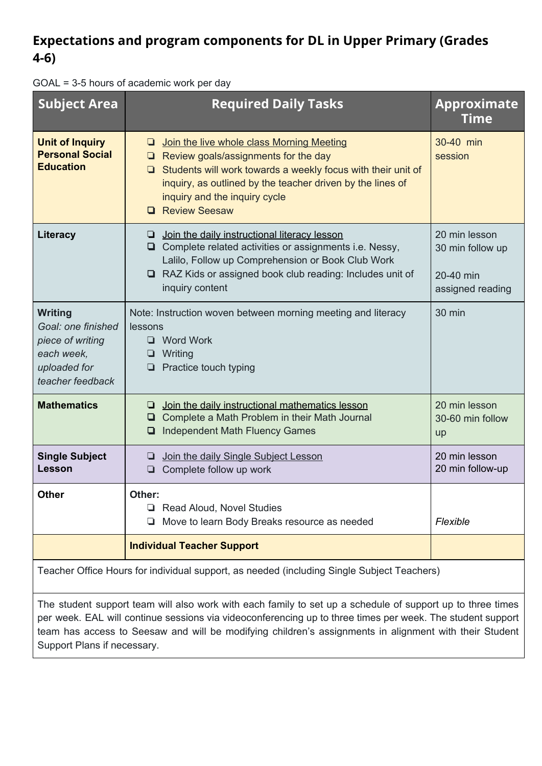## Expectations and program components for DL in Upper Primary (Grades 4-6)

GOAL = 3-5 hours of academic work per day

| Subject Area | Required Daily Tasks | Approximate Time |
|---|---|---|
| **Unit of Inquiry Personal Social Education** | ❏ Join the live whole class Morning Meeting<br>❏ Review goals/assignments for the day<br>❏ Students will work towards a weekly focus with their unit of inquiry, as outlined by the teacher driven by the lines of inquiry and the inquiry cycle<br>❏ Review Seesaw | 30-40 min session |
| **Literacy** | ❏ Join the daily instructional literacy lesson<br>❏ Complete related activities or assignments i.e. Nessy, Lalilo, Follow up Comprehension or Book Club Work<br>❏ RAZ Kids or assigned book club reading: Includes unit of inquiry content | 20 min lesson<br>30 min follow up<br><br>20-40 min assigned reading |
| **Writing**<br>*Goal: one finished piece of writing each week, uploaded for teacher feedback* | Note: Instruction woven between morning meeting and literacy lessons<br>❏ Word Work<br>❏ Writing<br>❏ Practice touch typing | 30 min |
| **Mathematics** | ❏ Join the daily instructional mathematics lesson<br>❏ Complete a Math Problem in their Math Journal<br>❏ Independent Math Fluency Games | 20 min lesson<br>30-60 min follow up |
| **Single Subject Lesson** | ❏ Join the daily Single Subject Lesson<br>❏ Complete follow up work | 20 min lesson<br>20 min follow-up |
| **Other** | **Other:**<br>❏ Read Aloud, Novel Studies<br>❏ Move to learn Body Breaks resource as needed | *Flexible* |
| | **Individual Teacher Support** | |
| Teacher Office Hours for individual support, as needed (including Single Subject Teachers) | | |
| The student support team will also work with each family to set up a schedule of support up to three times per week. EAL will continue sessions via videoconferencing up to three times per week. The student support team has access to Seesaw and will be modifying children's assignments in alignment with their Student Support Plans if necessary. | | |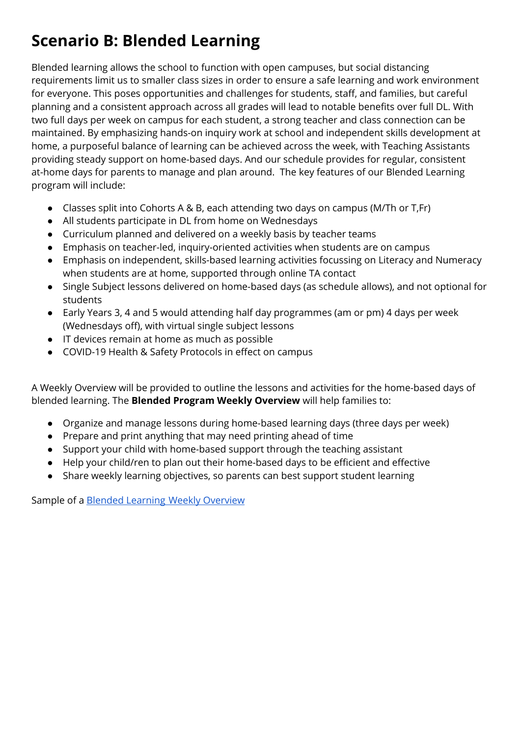# Scenario B: Blended Learning

Blended learning allows the school to function with open campuses, but social distancing requirements limit us to smaller class sizes in order to ensure a safe learning and work environment for everyone. This poses opportunities and challenges for students, staff, and families, but careful planning and a consistent approach across all grades will lead to notable benefits over full DL. With two full days per week on campus for each student, a strong teacher and class connection can be maintained. By emphasizing hands-on inquiry work at school and independent skills development at home, a purposeful balance of learning can be achieved across the week, with Teaching Assistants providing steady support on home-based days. And our schedule provides for regular, consistent at-home days for parents to manage and plan around. The key features of our Blended Learning program will include:

- Classes split into Cohorts A & B, each attending two days on campus (M/Th or T,Fr)
- All students participate in DL from home on Wednesdays
- Curriculum planned and delivered on a weekly basis by teacher teams
- Emphasis on teacher-led, inquiry-oriented activities when students are on campus
- Emphasis on independent, skills-based learning activities focussing on Literacy and Numeracy when students are at home, supported through online TA contact
- Single Subject lessons delivered on home-based days (as schedule allows), and not optional for students
- Early Years 3, 4 and 5 would attending half day programmes (am or pm) 4 days per week (Wednesdays off), with virtual single subject lessons
- IT devices remain at home as much as possible
- COVID-19 Health & Safety Protocols in effect on campus

A Weekly Overview will be provided to outline the lessons and activities for the home-based days of blended learning. The **Blended Program Weekly Overview** will help families to:

- Organize and manage lessons during home-based learning days (three days per week)
- Prepare and print anything that may need printing ahead of time
- Support your child with home-based support through the teaching assistant
- Help your child/ren to plan out their home-based days to be efficient and effective
- Share weekly learning objectives, so parents can best support student learning

Sample of a [Blended Learning Weekly Overview]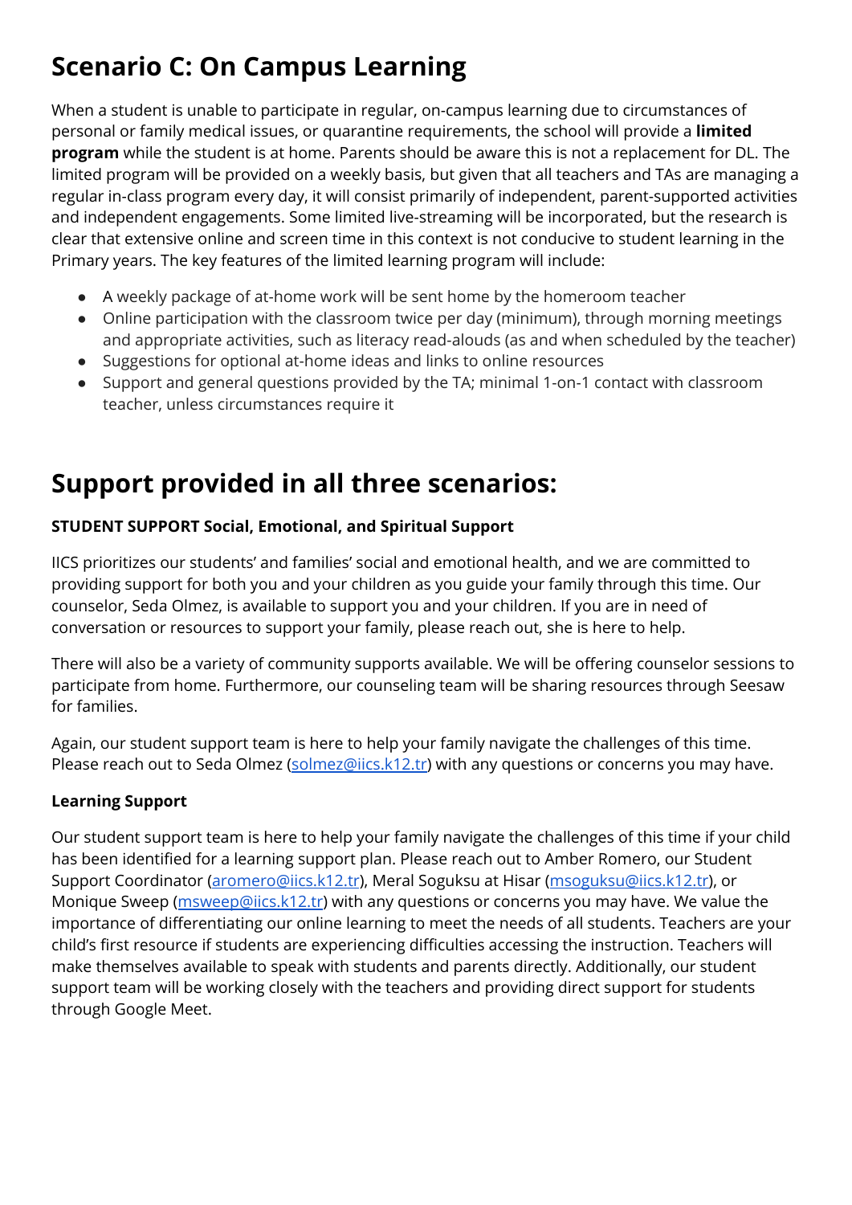# Scenario C: On Campus Learning

When a student is unable to participate in regular, on-campus learning due to circumstances of personal or family medical issues, or quarantine requirements, the school will provide a **limited program** while the student is at home. Parents should be aware this is not a replacement for DL. The limited program will be provided on a weekly basis, but given that all teachers and TAs are managing a regular in-class program every day, it will consist primarily of independent, parent-supported activities and independent engagements. Some limited live-streaming will be incorporated, but the research is clear that extensive online and screen time in this context is not conducive to student learning in the Primary years. The key features of the limited learning program will include:

- A weekly package of at-home work will be sent home by the homeroom teacher
- Online participation with the classroom twice per day (minimum), through morning meetings and appropriate activities, such as literacy read-alouds (as and when scheduled by the teacher)
- Suggestions for optional at-home ideas and links to online resources
- Support and general questions provided by the TA; minimal 1-on-1 contact with classroom teacher, unless circumstances require it

# Support provided in all three scenarios:

**STUDENT SUPPORT Social, Emotional, and Spiritual Support**

IICS prioritizes our students' and families' social and emotional health, and we are committed to providing support for both you and your children as you guide your family through this time. Our counselor, Seda Olmez, is available to support you and your children. If you are in need of conversation or resources to support your family, please reach out, she is here to help.

There will also be a variety of community supports available. We will be offering counselor sessions to participate from home. Furthermore, our counseling team will be sharing resources through Seesaw for families.

Again, our student support team is here to help your family navigate the challenges of this time. Please reach out to Seda Olmez (solmez@iics.k12.tr) with any questions or concerns you may have.

**Learning Support**

Our student support team is here to help your family navigate the challenges of this time if your child has been identified for a learning support plan. Please reach out to Amber Romero, our Student Support Coordinator (aromero@iics.k12.tr), Meral Soguksu at Hisar (msoguksu@iics.k12.tr), or Monique Sweep (msweep@iics.k12.tr) with any questions or concerns you may have. We value the importance of differentiating our online learning to meet the needs of all students. Teachers are your child's first resource if students are experiencing difficulties accessing the instruction. Teachers will make themselves available to speak with students and parents directly. Additionally, our student support team will be working closely with the teachers and providing direct support for students through Google Meet.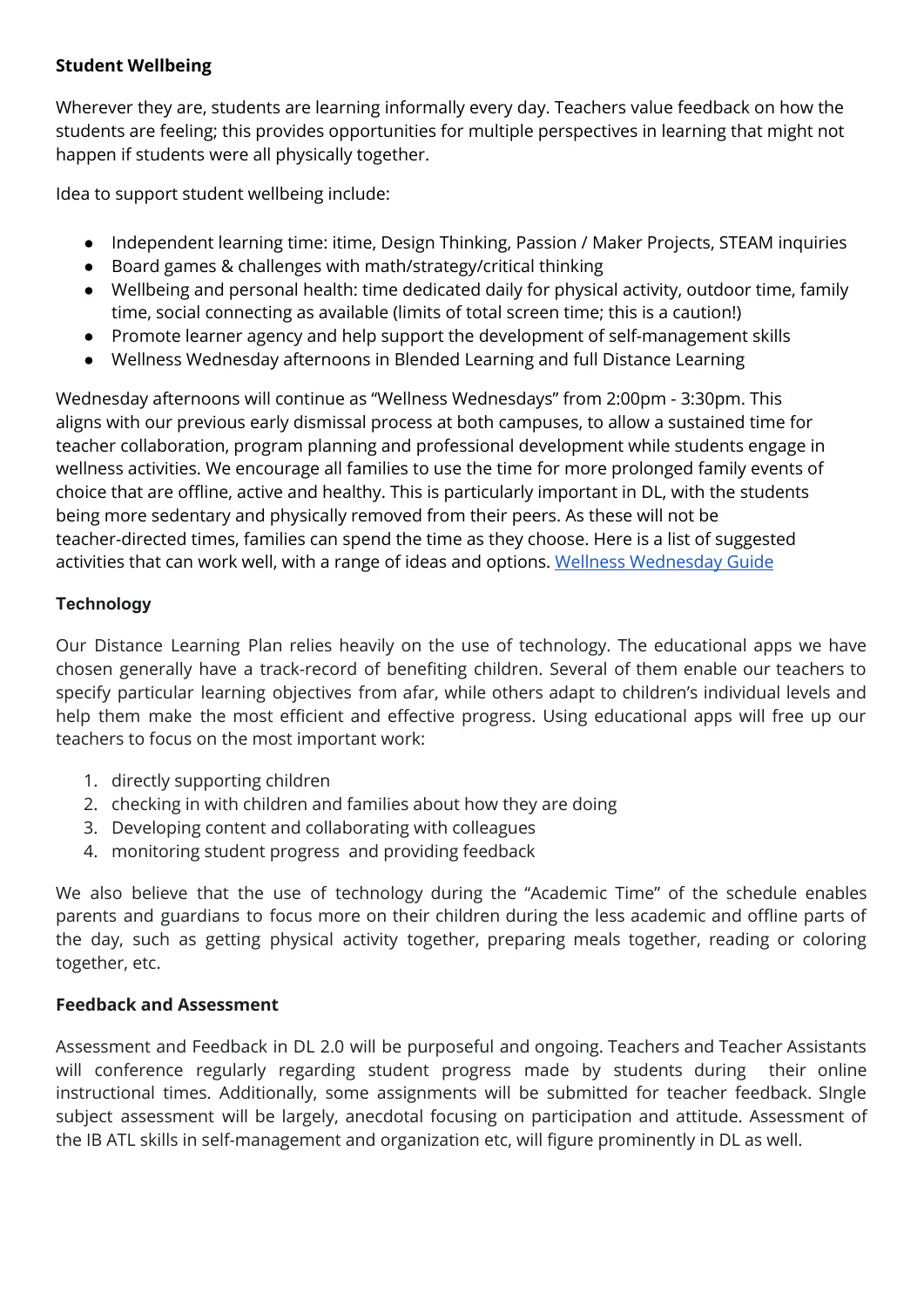**Student Wellbeing**

Wherever they are, students are learning informally every day. Teachers value feedback on how the students are feeling; this provides opportunities for multiple perspectives in learning that might not happen if students were all physically together.

Idea to support student wellbeing include:

- Independent learning time: itime, Design Thinking, Passion / Maker Projects, STEAM inquiries
- Board games & challenges with math/strategy/critical thinking
- Wellbeing and personal health: time dedicated daily for physical activity, outdoor time, family time, social connecting as available (limits of total screen time; this is a caution!)
- Promote learner agency and help support the development of self-management skills
- Wellness Wednesday afternoons in Blended Learning and full Distance Learning

Wednesday afternoons will continue as "Wellness Wednesdays" from 2:00pm - 3:30pm. This aligns with our previous early dismissal process at both campuses, to allow a sustained time for teacher collaboration, program planning and professional development while students engage in wellness activities. We encourage all families to use the time for more prolonged family events of choice that are offline, active and healthy. This is particularly important in DL, with the students being more sedentary and physically removed from their peers. As these will not be teacher-directed times, families can spend the time as they choose. Here is a list of suggested activities that can work well, with a range of ideas and options. Wellness Wednesday Guide

**Technology**

Our Distance Learning Plan relies heavily on the use of technology. The educational apps we have chosen generally have a track-record of benefiting children. Several of them enable our teachers to specify particular learning objectives from afar, while others adapt to children's individual levels and help them make the most efficient and effective progress. Using educational apps will free up our teachers to focus on the most important work:

1. directly supporting children
2. checking in with children and families about how they are doing
3. Developing content and collaborating with colleagues
4. monitoring student progress and providing feedback

We also believe that the use of technology during the "Academic Time" of the schedule enables parents and guardians to focus more on their children during the less academic and offline parts of the day, such as getting physical activity together, preparing meals together, reading or coloring together, etc.

**Feedback and Assessment**

Assessment and Feedback in DL 2.0 will be purposeful and ongoing. Teachers and Teacher Assistants will conference regularly regarding student progress made by students during their online instructional times. Additionally, some assignments will be submitted for teacher feedback. SIngle subject assessment will be largely, anecdotal focusing on participation and attitude. Assessment of the IB ATL skills in self-management and organization etc, will figure prominently in DL as well.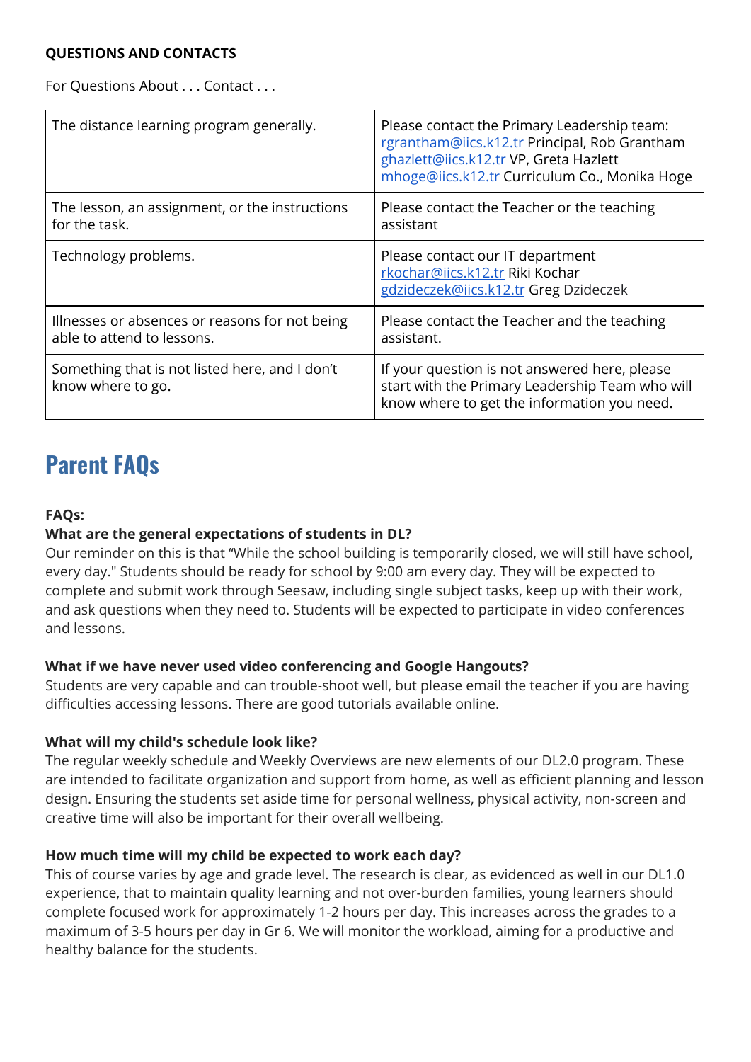**QUESTIONS AND CONTACTS**

For Questions About . . . Contact . . .

| | |
|---|---|
| The distance learning program generally. | Please contact the Primary Leadership team: rgrantham@iics.k12.tr Principal, Rob Grantham ghazlett@iics.k12.tr VP, Greta Hazlett mhoge@iics.k12.tr Curriculum Co., Monika Hoge |
| The lesson, an assignment, or the instructions for the task. | Please contact the Teacher or the teaching assistant |
| Technology problems. | Please contact our IT department rkochar@iics.k12.tr Riki Kochar gdzideczek@iics.k12.tr Greg Dzideczek |
| Illnesses or absences or reasons for not being able to attend to lessons. | Please contact the Teacher and the teaching assistant. |
| Something that is not listed here, and I don't know where to go. | If your question is not answered here, please start with the Primary Leadership Team who will know where to get the information you need. |

# Parent FAQs

**FAQs:**

**What are the general expectations of students in DL?**

Our reminder on this is that "While the school building is temporarily closed, we will still have school, every day." Students should be ready for school by 9:00 am every day. They will be expected to complete and submit work through Seesaw, including single subject tasks, keep up with their work, and ask questions when they need to. Students will be expected to participate in video conferences and lessons.

**What if we have never used video conferencing and Google Hangouts?**

Students are very capable and can trouble-shoot well, but please email the teacher if you are having difficulties accessing lessons. There are good tutorials available online.

**What will my child's schedule look like?**

The regular weekly schedule and Weekly Overviews are new elements of our DL2.0 program. These are intended to facilitate organization and support from home, as well as efficient planning and lesson design. Ensuring the students set aside time for personal wellness, physical activity, non-screen and creative time will also be important for their overall wellbeing.

**How much time will my child be expected to work each day?**

This of course varies by age and grade level. The research is clear, as evidenced as well in our DL1.0 experience, that to maintain quality learning and not over-burden families, young learners should complete focused work for approximately 1-2 hours per day. This increases across the grades to a maximum of 3-5 hours per day in Gr 6. We will monitor the workload, aiming for a productive and healthy balance for the students.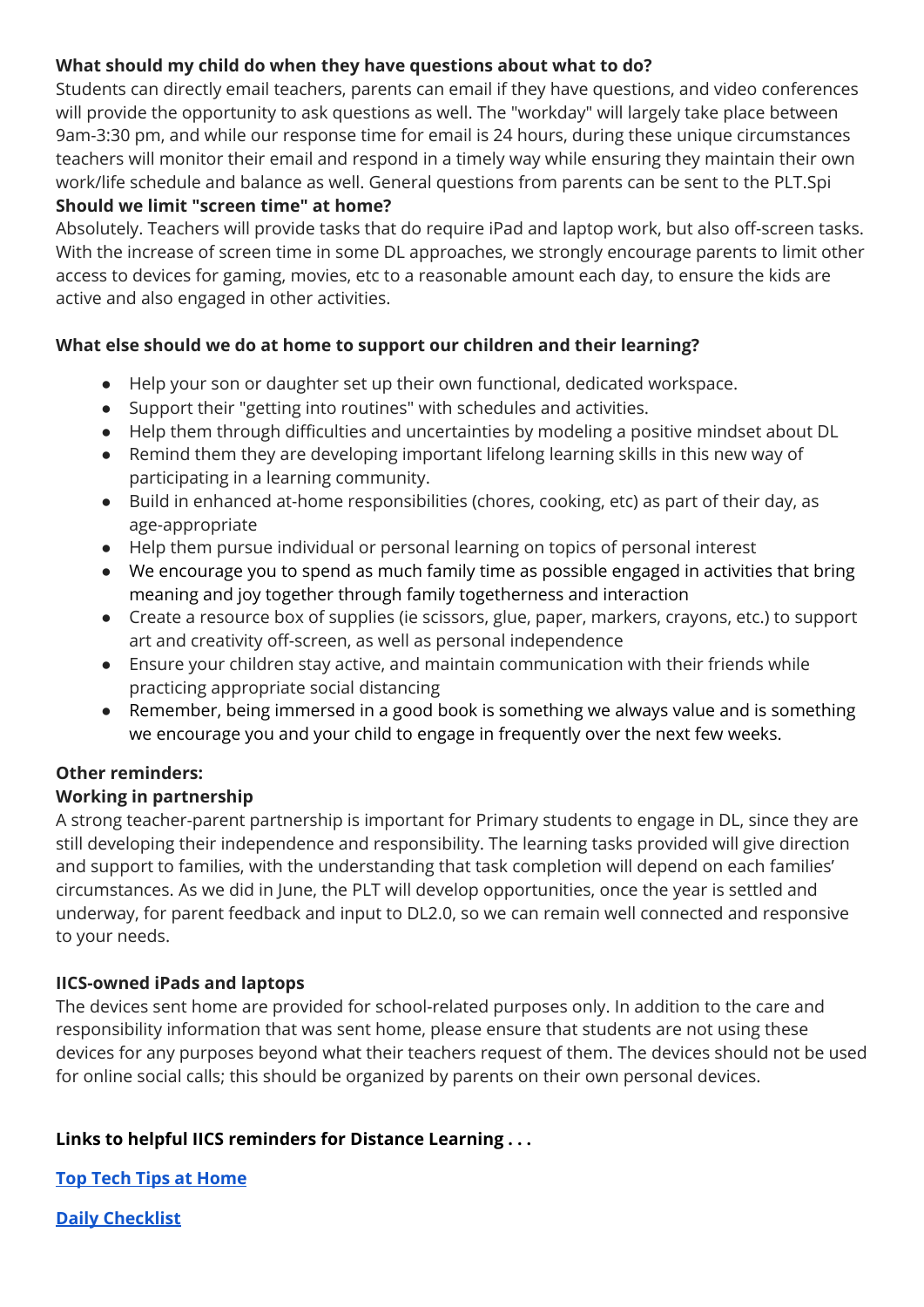**What should my child do when they have questions about what to do?**

Students can directly email teachers, parents can email if they have questions, and video conferences will provide the opportunity to ask questions as well. The "workday" will largely take place between 9am-3:30 pm, and while our response time for email is 24 hours, during these unique circumstances teachers will monitor their email and respond in a timely way while ensuring they maintain their own work/life schedule and balance as well. General questions from parents can be sent to the PLT.Spi

**Should we limit "screen time" at home?**

Absolutely. Teachers will provide tasks that do require iPad and laptop work, but also off-screen tasks. With the increase of screen time in some DL approaches, we strongly encourage parents to limit other access to devices for gaming, movies, etc to a reasonable amount each day, to ensure the kids are active and also engaged in other activities.

**What else should we do at home to support our children and their learning?**

- Help your son or daughter set up their own functional, dedicated workspace.
- Support their "getting into routines" with schedules and activities.
- Help them through difficulties and uncertainties by modeling a positive mindset about DL
- Remind them they are developing important lifelong learning skills in this new way of participating in a learning community.
- Build in enhanced at-home responsibilities (chores, cooking, etc) as part of their day, as age-appropriate
- Help them pursue individual or personal learning on topics of personal interest
- We encourage you to spend as much family time as possible engaged in activities that bring meaning and joy together through family togetherness and interaction
- Create a resource box of supplies (ie scissors, glue, paper, markers, crayons, etc.) to support art and creativity off-screen, as well as personal independence
- Ensure your children stay active, and maintain communication with their friends while practicing appropriate social distancing
- Remember, being immersed in a good book is something we always value and is something we encourage you and your child to engage in frequently over the next few weeks.

**Other reminders:**

**Working in partnership**

A strong teacher-parent partnership is important for Primary students to engage in DL, since they are still developing their independence and responsibility. The learning tasks provided will give direction and support to families, with the understanding that task completion will depend on each families' circumstances. As we did in June, the PLT will develop opportunities, once the year is settled and underway, for parent feedback and input to DL2.0, so we can remain well connected and responsive to your needs.

**IICS-owned iPads and laptops**

The devices sent home are provided for school-related purposes only. In addition to the care and responsibility information that was sent home, please ensure that students are not using these devices for any purposes beyond what their teachers request of them. The devices should not be used for online social calls; this should be organized by parents on their own personal devices.

**Links to helpful IICS reminders for Distance Learning . . .**

**Top Tech Tips at Home**

**Daily Checklist**